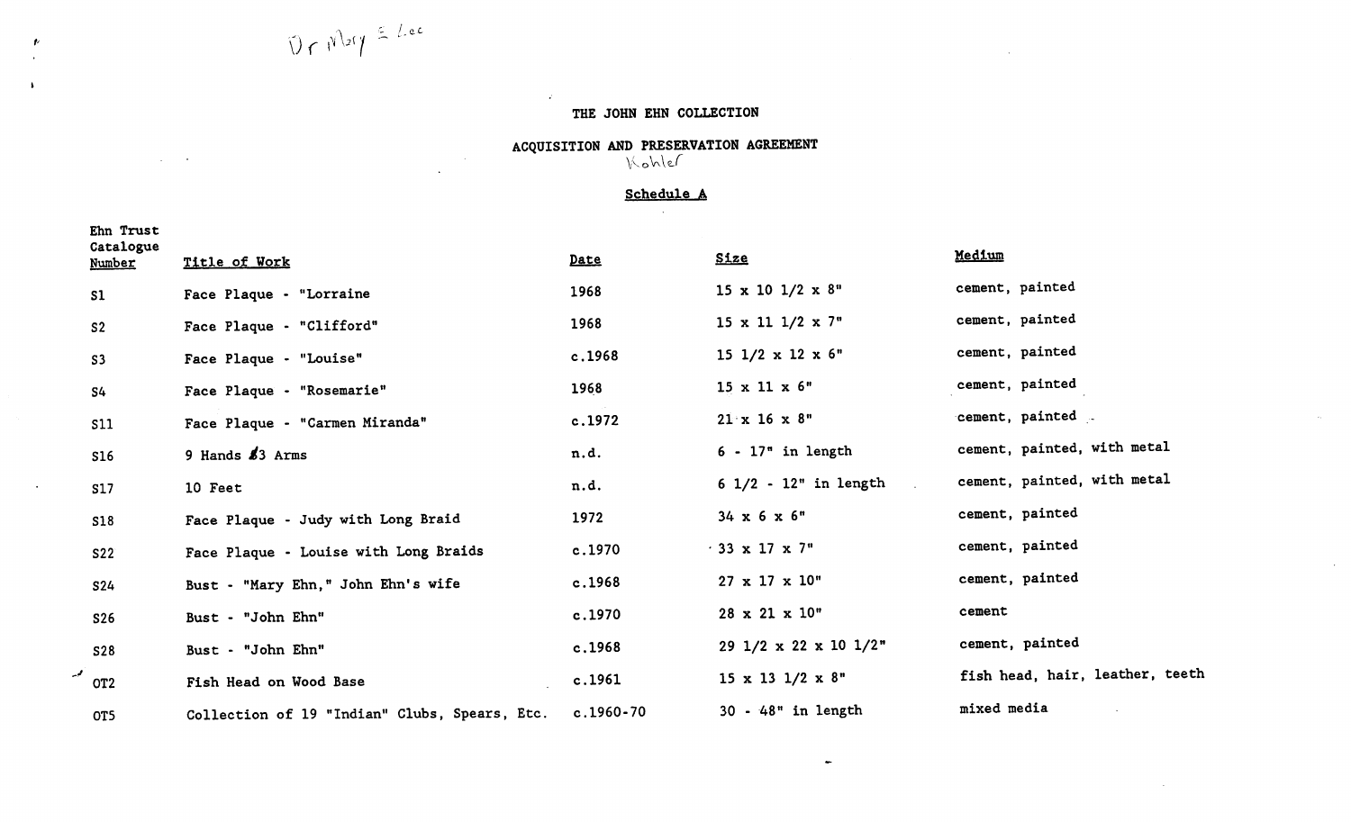Dr Mary E Lee

# THE JOHN EHN COLLECTION

## ACQUISITION AND PRESERVATION AGREEMENT

Kohler

### Schedule A

| Ehn Trust Catalogue Number | Title of Work | Date | Size | Medium |
|---|---|---|---|---|
| S1 | Face Plaque - "Lorraine | 1968 | 15 x 10 1/2 x 8" | cement, painted |
| S2 | Face Plaque - "Clifford" | 1968 | 15 x 11 1/2 x 7" | cement, painted |
| S3 | Face Plaque - "Louise" | c.1968 | 15 1/2 x 12 x 6" | cement, painted |
| S4 | Face Plaque - "Rosemarie" | 1968 | 15 x 11 x 6" | cement, painted |
| S11 | Face Plaque - "Carmen Miranda" | c.1972 | 21 x 16 x 8" | cement, painted |
| S16 | 9 Hands &3 Arms | n.d. | 6 - 17" in length | cement, painted, with metal |
| S17 | 10 Feet | n.d. | 6 1/2 - 12" in length | cement, painted, with metal |
| S18 | Face Plaque - Judy with Long Braid | 1972 | 34 x 6 x 6" | cement, painted |
| S22 | Face Plaque - Louise with Long Braids | c.1970 | 33 x 17 x 7" | cement, painted |
| S24 | Bust - "Mary Ehn," John Ehn's wife | c.1968 | 27 x 17 x 10" | cement, painted |
| S26 | Bust - "John Ehn" | c.1970 | 28 x 21 x 10" | cement |
| S28 | Bust - "John Ehn" | c.1968 | 29 1/2 x 22 x 10 1/2" | cement, painted |
| OT2 | Fish Head on Wood Base | c.1961 | 15 x 13 1/2 x 8" | fish head, hair, leather, teeth |
| OT5 | Collection of 19 "Indian" Clubs, Spears, Etc. | c.1960-70 | 30 - 48" in length | mixed media |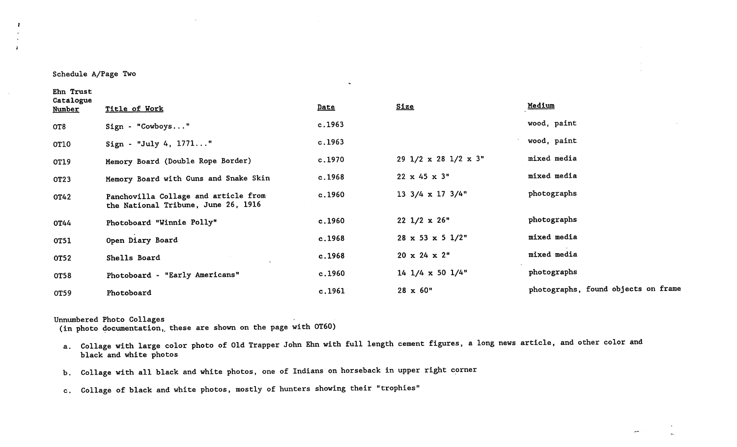Schedule A/Page Two

| Ehn Trust Catalogue Number | Title of Work | Date | Size | Medium |
|---|---|---|---|---|
| OT8 | Sign - "Cowboys..." | c.1963 | | wood, paint |
| OT10 | Sign - "July 4, 1771..." | c.1963 | | wood, paint |
| OT19 | Memory Board (Double Rope Border) | c.1970 | 29 1/2 x 28 1/2 x 3" | mixed media |
| OT23 | Memory Board with Guns and Snake Skin | c.1968 | 22 x 45 x 3" | mixed media |
| OT42 | Panchovilla Collage and article from the National Tribune, June 26, 1916 | c.1960 | 13 3/4 x 17 3/4" | photographs |
| OT44 | Photoboard "Winnie Polly" | c.1960 | 22 1/2 x 26" | photographs |
| OT51 | Open Diary Board | c.1968 | 28 x 53 x 5 1/2" | mixed media |
| OT52 | Shells Board | c.1968 | 20 x 24 x 2" | mixed media |
| OT58 | Photoboard - "Early Americans" | c.1960 | 14 1/4 x 50 1/4" | photographs |
| OT59 | Photoboard | c.1961 | 28 x 60" | photographs, found objects on frame |

Unnumbered Photo Collages
(in photo documentation, these are shown on the page with OT60)

a. Collage with large color photo of Old Trapper John Ehn with full length cement figures, a long news article, and other color and black and white photos

b. Collage with all black and white photos, one of Indians on horseback in upper right corner

c. Collage of black and white photos, mostly of hunters showing their "trophies"